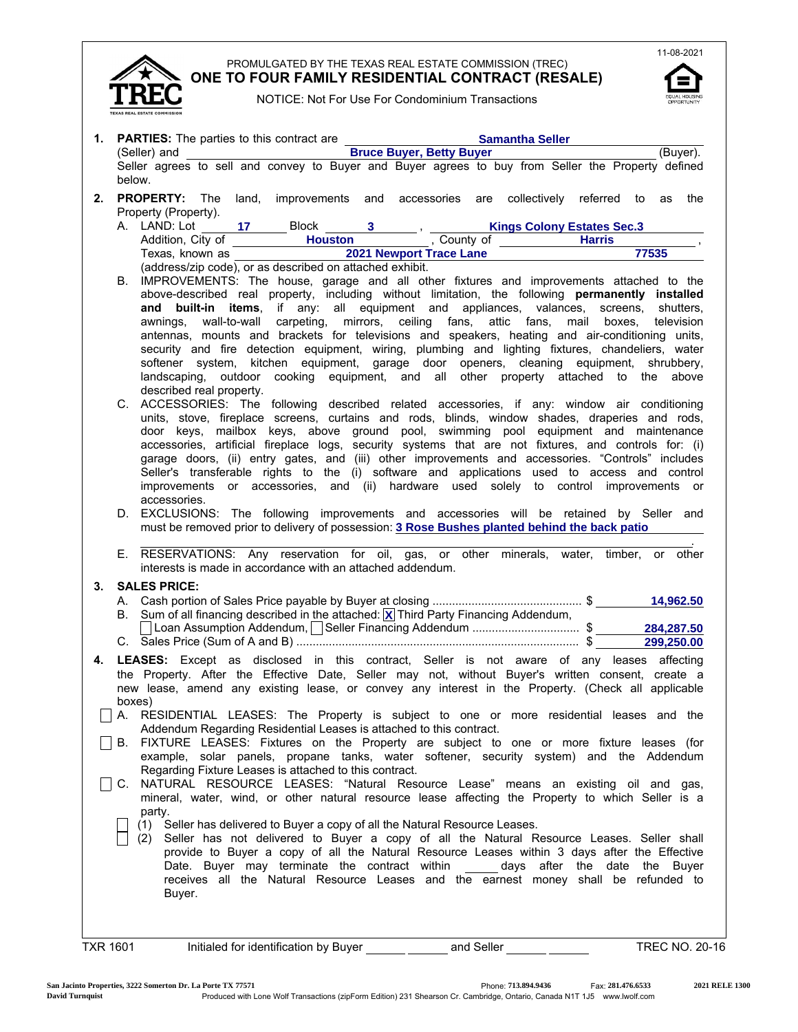11-08-2021

PROMULGATED BY THE TEXAS REAL ESTATE COMMISSION (TREC)

# ONE TO FOUR FAMILY RESIDENTIAL CONTRACT (RESALE)

NOTICE: Not For Use For Condominium Transactions

1. **PARTIES:** The parties to this contract are **Samantha Seller** (Seller) and **Bruce Buyer, Betty Buyer** (Buyer). Seller agrees to sell and convey to Buyer and Buyer agrees to buy from Seller the Property defined below.

2. **PROPERTY:** The land, improvements and accessories are collectively referred to as the Property (Property).

   A. LAND: Lot **17** Block **3** , **Kings Colony Estates Sec.3** Addition, City of **Houston** , County of **Harris** , Texas, known as **2021 Newport Trace Lane** **77535** (address/zip code), or as described on attached exhibit.

   B. IMPROVEMENTS: The house, garage and all other fixtures and improvements attached to the above-described real property, including without limitation, the following **permanently installed and built-in items**, if any: all equipment and appliances, valances, screens, shutters, awnings, wall-to-wall carpeting, mirrors, ceiling fans, attic fans, mail boxes, television antennas, mounts and brackets for televisions and speakers, heating and air-conditioning units, security and fire detection equipment, wiring, plumbing and lighting fixtures, chandeliers, water softener system, kitchen equipment, garage door openers, cleaning equipment, shrubbery, landscaping, outdoor cooking equipment, and all other property attached to the above described real property.

   C. ACCESSORIES: The following described related accessories, if any: window air conditioning units, stove, fireplace screens, curtains and rods, blinds, window shades, draperies and rods, door keys, mailbox keys, above ground pool, swimming pool equipment and maintenance accessories, artificial fireplace logs, security systems that are not fixtures, and controls for: (i) garage doors, (ii) entry gates, and (iii) other improvements and accessories. "Controls" includes Seller's transferable rights to the (i) software and applications used to access and control improvements or accessories, and (ii) hardware used solely to control improvements or accessories.

   D. EXCLUSIONS: The following improvements and accessories will be retained by Seller and must be removed prior to delivery of possession: **3 Rose Bushes planted behind the back patio** .

   E. RESERVATIONS: Any reservation for oil, gas, or other minerals, water, timber, or other interests is made in accordance with an attached addendum.

3. **SALES PRICE:**

   A. Cash portion of Sales Price payable by Buyer at closing ............................................. $ **14,962.50**

   B. Sum of all financing described in the attached: [X] Third Party Financing Addendum, [ ] Loan Assumption Addendum, [ ] Seller Financing Addendum ................................ $ **284,287.50**

   C. Sales Price (Sum of A and B) ...................................................................................... $ **299,250.00**

4. **LEASES:** Except as disclosed in this contract, Seller is not aware of any leases affecting the Property. After the Effective Date, Seller may not, without Buyer's written consent, create a new lease, amend any existing lease, or convey any interest in the Property. (Check all applicable boxes)

   [ ] A. RESIDENTIAL LEASES: The Property is subject to one or more residential leases and the Addendum Regarding Residential Leases is attached to this contract.

   [ ] B. FIXTURE LEASES: Fixtures on the Property are subject to one or more fixture leases (for example, solar panels, propane tanks, water softener, security system) and the Addendum Regarding Fixture Leases is attached to this contract.

   [ ] C. NATURAL RESOURCE LEASES: "Natural Resource Lease" means an existing oil and gas, mineral, water, wind, or other natural resource lease affecting the Property to which Seller is a party.

   [ ] (1) Seller has delivered to Buyer a copy of all the Natural Resource Leases.

   [ ] (2) Seller has not delivered to Buyer a copy of all the Natural Resource Leases. Seller shall provide to Buyer a copy of all the Natural Resource Leases within 3 days after the Effective Date. Buyer may terminate the contract within _____ days after the date the Buyer receives all the Natural Resource Leases and the earnest money shall be refunded to Buyer.

TXR 1601 Initialed for identification by Buyer _____ _____ and Seller _____ _____ TREC NO. 20-16

San Jacinto Properties, 3222 Somerton Dr. La Porte TX 77571 Phone: 713.894.9436 Fax: 281.476.6533 2021 RELE 1300
David Turnquist Produced with Lone Wolf Transactions (zipForm Edition) 231 Shearson Cr. Cambridge, Ontario, Canada N1T 1J5 www.lwolf.com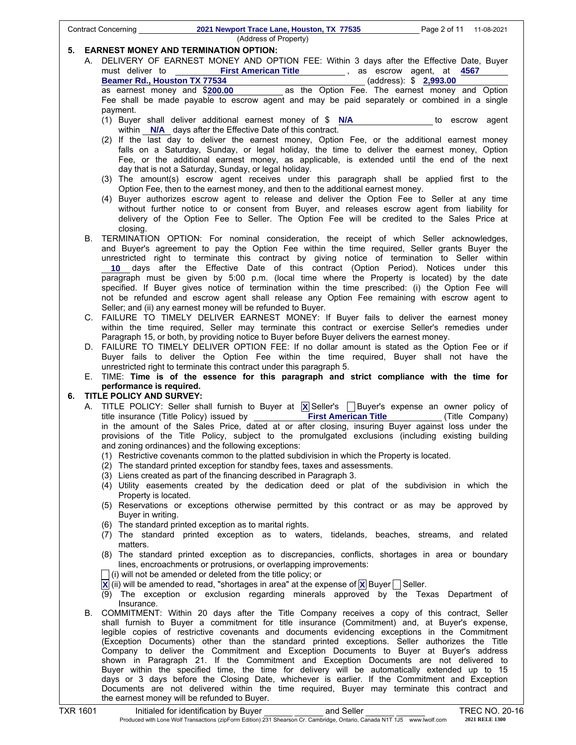Contract Concerning **2021 Newport Trace Lane, Houston, TX 77535**
(Address of Property)

**5. EARNEST MONEY AND TERMINATION OPTION:**

A. DELIVERY OF EARNEST MONEY AND OPTION FEE: Within 3 days after the Effective Date, Buyer must deliver to **First American Title**, as escrow agent, at **4567 Beamer Rd., Houston TX 77534** (address): $ **2,993.00** as earnest money and $**200.00** as the Option Fee. The earnest money and Option Fee shall be made payable to escrow agent and may be paid separately or combined in a single payment.

(1) Buyer shall deliver additional earnest money of $ **N/A** to escrow agent within **N/A** days after the Effective Date of this contract.

(2) If the last day to deliver the earnest money, Option Fee, or the additional earnest money falls on a Saturday, Sunday, or legal holiday, the time to deliver the earnest money, Option Fee, or the additional earnest money, as applicable, is extended until the end of the next day that is not a Saturday, Sunday, or legal holiday.

(3) The amount(s) escrow agent receives under this paragraph shall be applied first to the Option Fee, then to the earnest money, and then to the additional earnest money.

(4) Buyer authorizes escrow agent to release and deliver the Option Fee to Seller at any time without further notice to or consent from Buyer, and releases escrow agent from liability for delivery of the Option Fee to Seller. The Option Fee will be credited to the Sales Price at closing.

B. TERMINATION OPTION: For nominal consideration, the receipt of which Seller acknowledges, and Buyer's agreement to pay the Option Fee within the time required, Seller grants Buyer the unrestricted right to terminate this contract by giving notice of termination to Seller within **10** days after the Effective Date of this contract (Option Period). Notices under this paragraph must be given by 5:00 p.m. (local time where the Property is located) by the date specified. If Buyer gives notice of termination within the time prescribed: (i) the Option Fee will not be refunded and escrow agent shall release any Option Fee remaining with escrow agent to Seller; and (ii) any earnest money will be refunded to Buyer.

C. FAILURE TO TIMELY DELIVER EARNEST MONEY: If Buyer fails to deliver the earnest money within the time required, Seller may terminate this contract or exercise Seller's remedies under Paragraph 15, or both, by providing notice to Buyer before Buyer delivers the earnest money.

D. FAILURE TO TIMELY DELIVER OPTION FEE: If no dollar amount is stated as the Option Fee or if Buyer fails to deliver the Option Fee within the time required, Buyer shall not have the unrestricted right to terminate this contract under this paragraph 5.

E. TIME: **Time is of the essence for this paragraph and strict compliance with the time for performance is required.**

**6. TITLE POLICY AND SURVEY:**

A. TITLE POLICY: Seller shall furnish to Buyer at [X] Seller's [ ] Buyer's expense an owner policy of title insurance (Title Policy) issued by **First American Title** (Title Company) in the amount of the Sales Price, dated at or after closing, insuring Buyer against loss under the provisions of the Title Policy, subject to the promulgated exclusions (including existing building and zoning ordinances) and the following exceptions:

(1) Restrictive covenants common to the platted subdivision in which the Property is located.

(2) The standard printed exception for standby fees, taxes and assessments.

(3) Liens created as part of the financing described in Paragraph 3.

(4) Utility easements created by the dedication deed or plat of the subdivision in which the Property is located.

(5) Reservations or exceptions otherwise permitted by this contract or as may be approved by Buyer in writing.

(6) The standard printed exception as to marital rights.

(7) The standard printed exception as to waters, tidelands, beaches, streams, and related matters.

(8) The standard printed exception as to discrepancies, conflicts, shortages in area or boundary lines, encroachments or protrusions, or overlapping improvements:

[ ] (i) will not be amended or deleted from the title policy; or

[X] (ii) will be amended to read, "shortages in area" at the expense of [X] Buyer [ ] Seller.

(9) The exception or exclusion regarding minerals approved by the Texas Department of Insurance.

B. COMMITMENT: Within 20 days after the Title Company receives a copy of this contract, Seller shall furnish to Buyer a commitment for title insurance (Commitment) and, at Buyer's expense, legible copies of restrictive covenants and documents evidencing exceptions in the Commitment (Exception Documents) other than the standard printed exceptions. Seller authorizes the Title Company to deliver the Commitment and Exception Documents to Buyer at Buyer's address shown in Paragraph 21. If the Commitment and Exception Documents are not delivered to Buyer within the specified time, the time for delivery will be automatically extended up to 15 days or 3 days before the Closing Date, whichever is earlier. If the Commitment and Exception Documents are not delivered within the time required, Buyer may terminate this contract and the earnest money will be refunded to Buyer.

TXR 1601 Initialed for identification by Buyer ______ ______ and Seller ______ ______ TREC NO. 20-16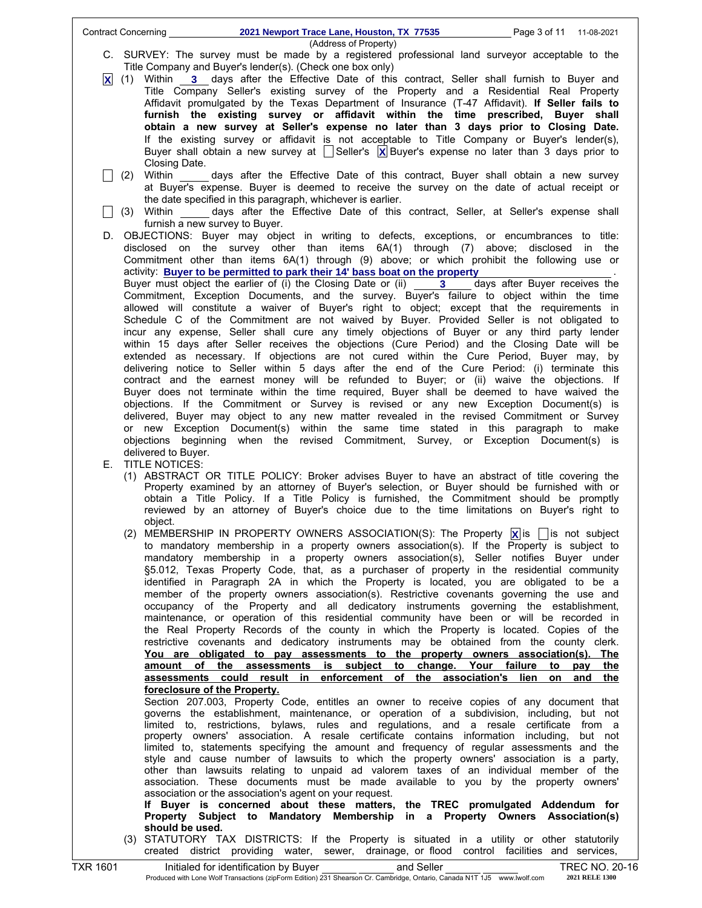Contract Concerning **2021 Newport Trace Lane, Houston, TX 77535**
(Address of Property)

C. SURVEY: The survey must be made by a registered professional land surveyor acceptable to the Title Company and Buyer's lender(s). (Check one box only)

[X] (1) Within **3** days after the Effective Date of this contract, Seller shall furnish to Buyer and Title Company Seller's existing survey of the Property and a Residential Real Property Affidavit promulgated by the Texas Department of Insurance (T-47 Affidavit). **If Seller fails to furnish the existing survey or affidavit within the time prescribed, Buyer shall obtain a new survey at Seller's expense no later than 3 days prior to Closing Date.** If the existing survey or affidavit is not acceptable to Title Company or Buyer's lender(s), Buyer shall obtain a new survey at [ ] Seller's [X] Buyer's expense no later than 3 days prior to Closing Date.

[ ] (2) Within _____ days after the Effective Date of this contract, Buyer shall obtain a new survey at Buyer's expense. Buyer is deemed to receive the survey on the date of actual receipt or the date specified in this paragraph, whichever is earlier.

[ ] (3) Within _____ days after the Effective Date of this contract, Seller, at Seller's expense shall furnish a new survey to Buyer.

D. OBJECTIONS: Buyer may object in writing to defects, exceptions, or encumbrances to title: disclosed on the survey other than items 6A(1) through (7) above; disclosed in the Commitment other than items 6A(1) through (9) above; or which prohibit the following use or activity: **Buyer to be permitted to park their 14' bass boat on the property** .
Buyer must object the earlier of (i) the Closing Date or (ii) **3** days after Buyer receives the Commitment, Exception Documents, and the survey. Buyer's failure to object within the time allowed will constitute a waiver of Buyer's right to object; except that the requirements in Schedule C of the Commitment are not waived by Buyer. Provided Seller is not obligated to incur any expense, Seller shall cure any timely objections of Buyer or any third party lender within 15 days after Seller receives the objections (Cure Period) and the Closing Date will be extended as necessary. If objections are not cured within the Cure Period, Buyer may, by delivering notice to Seller within 5 days after the end of the Cure Period: (i) terminate this contract and the earnest money will be refunded to Buyer; or (ii) waive the objections. If Buyer does not terminate within the time required, Buyer shall be deemed to have waived the objections. If the Commitment or Survey is revised or any new Exception Document(s) is delivered, Buyer may object to any new matter revealed in the revised Commitment or Survey or new Exception Document(s) within the same time stated in this paragraph to make objections beginning when the revised Commitment, Survey, or Exception Document(s) is delivered to Buyer.

E. TITLE NOTICES:

(1) ABSTRACT OR TITLE POLICY: Broker advises Buyer to have an abstract of title covering the Property examined by an attorney of Buyer's selection, or Buyer should be furnished with or obtain a Title Policy. If a Title Policy is furnished, the Commitment should be promptly reviewed by an attorney of Buyer's choice due to the time limitations on Buyer's right to object.

(2) MEMBERSHIP IN PROPERTY OWNERS ASSOCIATION(S): The Property [X] is [ ] is not subject to mandatory membership in a property owners association(s). If the Property is subject to mandatory membership in a property owners association(s), Seller notifies Buyer under §5.012, Texas Property Code, that, as a purchaser of property in the residential community identified in Paragraph 2A in which the Property is located, you are obligated to be a member of the property owners association(s). Restrictive covenants governing the use and occupancy of the Property and all dedicatory instruments governing the establishment, maintenance, or operation of this residential community have been or will be recorded in the Real Property Records of the county in which the Property is located. Copies of the restrictive covenants and dedicatory instruments may be obtained from the county clerk. **You are obligated to pay assessments to the property owners association(s). The amount of the assessments is subject to change. Your failure to pay the assessments could result in enforcement of the association's lien on and the foreclosure of the Property.**

Section 207.003, Property Code, entitles an owner to receive copies of any document that governs the establishment, maintenance, or operation of a subdivision, including, but not limited to, restrictions, bylaws, rules and regulations, and a resale certificate from a property owners' association. A resale certificate contains information including, but not limited to, statements specifying the amount and frequency of regular assessments and the style and cause number of lawsuits to which the property owners' association is a party, other than lawsuits relating to unpaid ad valorem taxes of an individual member of the association. These documents must be made available to you by the property owners' association or the association's agent on your request.

**If Buyer is concerned about these matters, the TREC promulgated Addendum for Property Subject to Mandatory Membership in a Property Owners Association(s) should be used.**

(3) STATUTORY TAX DISTRICTS: If the Property is situated in a utility or other statutorily created district providing water, sewer, drainage, or flood control facilities and services,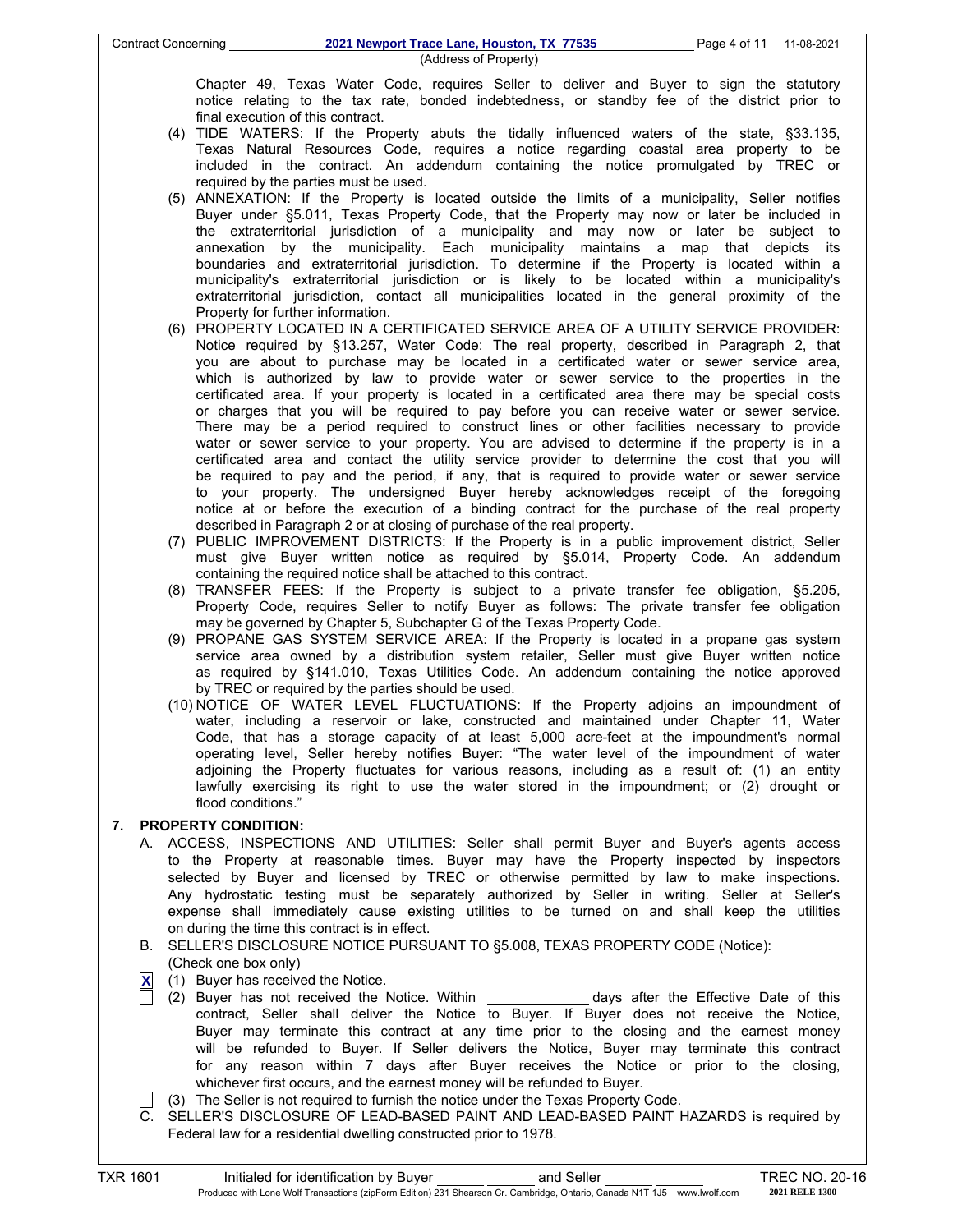Chapter 49, Texas Water Code, requires Seller to deliver and Buyer to sign the statutory notice relating to the tax rate, bonded indebtedness, or standby fee of the district prior to final execution of this contract.

(4) TIDE WATERS: If the Property abuts the tidally influenced waters of the state, §33.135, Texas Natural Resources Code, requires a notice regarding coastal area property to be included in the contract. An addendum containing the notice promulgated by TREC or required by the parties must be used.

(5) ANNEXATION: If the Property is located outside the limits of a municipality, Seller notifies Buyer under §5.011, Texas Property Code, that the Property may now or later be included in the extraterritorial jurisdiction of a municipality and may now or later be subject to annexation by the municipality. Each municipality maintains a map that depicts its boundaries and extraterritorial jurisdiction. To determine if the Property is located within a municipality's extraterritorial jurisdiction or is likely to be located within a municipality's extraterritorial jurisdiction, contact all municipalities located in the general proximity of the Property for further information.

(6) PROPERTY LOCATED IN A CERTIFICATED SERVICE AREA OF A UTILITY SERVICE PROVIDER: Notice required by §13.257, Water Code: The real property, described in Paragraph 2, that you are about to purchase may be located in a certificated water or sewer service area, which is authorized by law to provide water or sewer service to the properties in the certificated area. If your property is located in a certificated area there may be special costs or charges that you will be required to pay before you can receive water or sewer service. There may be a period required to construct lines or other facilities necessary to provide water or sewer service to your property. You are advised to determine if the property is in a certificated area and contact the utility service provider to determine the cost that you will be required to pay and the period, if any, that is required to provide water or sewer service to your property. The undersigned Buyer hereby acknowledges receipt of the foregoing notice at or before the execution of a binding contract for the purchase of the real property described in Paragraph 2 or at closing of purchase of the real property.

(7) PUBLIC IMPROVEMENT DISTRICTS: If the Property is in a public improvement district, Seller must give Buyer written notice as required by §5.014, Property Code. An addendum containing the required notice shall be attached to this contract.

(8) TRANSFER FEES: If the Property is subject to a private transfer fee obligation, §5.205, Property Code, requires Seller to notify Buyer as follows: The private transfer fee obligation may be governed by Chapter 5, Subchapter G of the Texas Property Code.

(9) PROPANE GAS SYSTEM SERVICE AREA: If the Property is located in a propane gas system service area owned by a distribution system retailer, Seller must give Buyer written notice as required by §141.010, Texas Utilities Code. An addendum containing the notice approved by TREC or required by the parties should be used.

(10) NOTICE OF WATER LEVEL FLUCTUATIONS: If the Property adjoins an impoundment of water, including a reservoir or lake, constructed and maintained under Chapter 11, Water Code, that has a storage capacity of at least 5,000 acre-feet at the impoundment's normal operating level, Seller hereby notifies Buyer: "The water level of the impoundment of water adjoining the Property fluctuates for various reasons, including as a result of: (1) an entity lawfully exercising its right to use the water stored in the impoundment; or (2) drought or flood conditions."

**7. PROPERTY CONDITION:**

A. ACCESS, INSPECTIONS AND UTILITIES: Seller shall permit Buyer and Buyer's agents access to the Property at reasonable times. Buyer may have the Property inspected by inspectors selected by Buyer and licensed by TREC or otherwise permitted by law to make inspections. Any hydrostatic testing must be separately authorized by Seller in writing. Seller at Seller's expense shall immediately cause existing utilities to be turned on and shall keep the utilities on during the time this contract is in effect.

B. SELLER'S DISCLOSURE NOTICE PURSUANT TO §5.008, TEXAS PROPERTY CODE (Notice): (Check one box only)

[X] (1) Buyer has received the Notice.

[ ] (2) Buyer has not received the Notice. Within __________ days after the Effective Date of this contract, Seller shall deliver the Notice to Buyer. If Buyer does not receive the Notice, Buyer may terminate this contract at any time prior to the closing and the earnest money will be refunded to Buyer. If Seller delivers the Notice, Buyer may terminate this contract for any reason within 7 days after Buyer receives the Notice or prior to the closing, whichever first occurs, and the earnest money will be refunded to Buyer.

[ ] (3) The Seller is not required to furnish the notice under the Texas Property Code.

C. SELLER'S DISCLOSURE OF LEAD-BASED PAINT AND LEAD-BASED PAINT HAZARDS is required by Federal law for a residential dwelling constructed prior to 1978.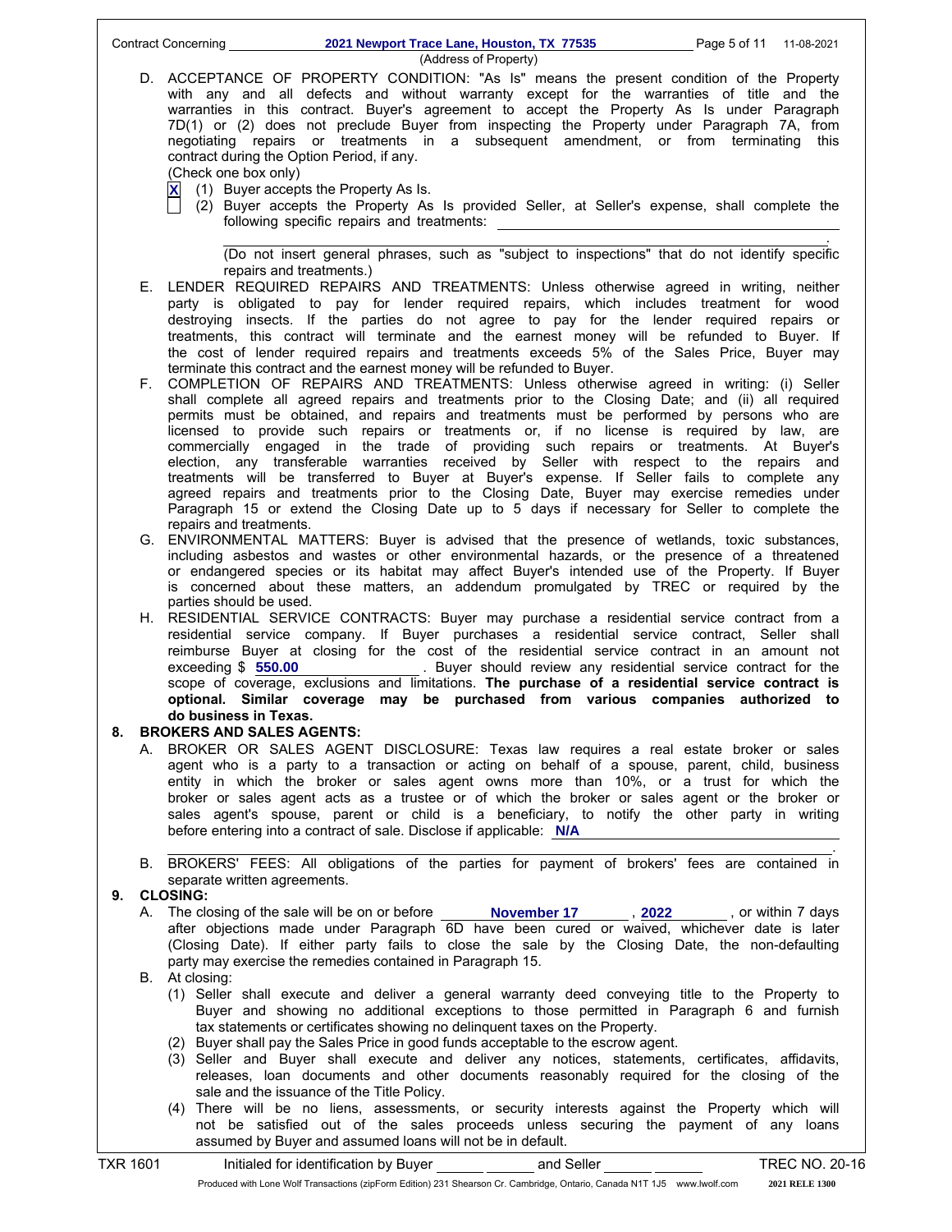D. ACCEPTANCE OF PROPERTY CONDITION: "As Is" means the present condition of the Property with any and all defects and without warranty except for the warranties of title and the warranties in this contract. Buyer's agreement to accept the Property As Is under Paragraph 7D(1) or (2) does not preclude Buyer from inspecting the Property under Paragraph 7A, from negotiating repairs or treatments in a subsequent amendment, or from terminating this contract during the Option Period, if any.

(Check one box only)

- [X] (1) Buyer accepts the Property As Is.
- [ ] (2) Buyer accepts the Property As Is provided Seller, at Seller's expense, shall complete the following specific repairs and treatments: ______________________________

(Do not insert general phrases, such as "subject to inspections" that do not identify specific repairs and treatments.)

E. LENDER REQUIRED REPAIRS AND TREATMENTS: Unless otherwise agreed in writing, neither party is obligated to pay for lender required repairs, which includes treatment for wood destroying insects. If the parties do not agree to pay for the lender required repairs or treatments, this contract will terminate and the earnest money will be refunded to Buyer. If the cost of lender required repairs and treatments exceeds 5% of the Sales Price, Buyer may terminate this contract and the earnest money will be refunded to Buyer.

F. COMPLETION OF REPAIRS AND TREATMENTS: Unless otherwise agreed in writing: (i) Seller shall complete all agreed repairs and treatments prior to the Closing Date; and (ii) all required permits must be obtained, and repairs and treatments must be performed by persons who are licensed to provide such repairs or treatments or, if no license is required by law, are commercially engaged in the trade of providing such repairs or treatments. At Buyer's election, any transferable warranties received by Seller with respect to the repairs and treatments will be transferred to Buyer at Buyer's expense. If Seller fails to complete any agreed repairs and treatments prior to the Closing Date, Buyer may exercise remedies under Paragraph 15 or extend the Closing Date up to 5 days if necessary for Seller to complete the repairs and treatments.

G. ENVIRONMENTAL MATTERS: Buyer is advised that the presence of wetlands, toxic substances, including asbestos and wastes or other environmental hazards, or the presence of a threatened or endangered species or its habitat may affect Buyer's intended use of the Property. If Buyer is concerned about these matters, an addendum promulgated by TREC or required by the parties should be used.

H. RESIDENTIAL SERVICE CONTRACTS: Buyer may purchase a residential service contract from a residential service company. If Buyer purchases a residential service contract, Seller shall reimburse Buyer at closing for the cost of the residential service contract in an amount not exceeding $ **550.00** . Buyer should review any residential service contract for the scope of coverage, exclusions and limitations. **The purchase of a residential service contract is optional. Similar coverage may be purchased from various companies authorized to do business in Texas.**

## 8. BROKERS AND SALES AGENTS:

A. BROKER OR SALES AGENT DISCLOSURE: Texas law requires a real estate broker or sales agent who is a party to a transaction or acting on behalf of a spouse, parent, child, business entity in which the broker or sales agent owns more than 10%, or a trust for which the broker or sales agent acts as a trustee or of which the broker or sales agent or the broker or sales agent's spouse, parent or child is a beneficiary, to notify the other party in writing before entering into a contract of sale. Disclose if applicable: **N/A**

B. BROKERS' FEES: All obligations of the parties for payment of brokers' fees are contained in separate written agreements.

## 9. CLOSING:

A. The closing of the sale will be on or before **November 17** , **2022** , or within 7 days after objections made under Paragraph 6D have been cured or waived, whichever date is later (Closing Date). If either party fails to close the sale by the Closing Date, the non-defaulting party may exercise the remedies contained in Paragraph 15.

B. At closing:

(1) Seller shall execute and deliver a general warranty deed conveying title to the Property to Buyer and showing no additional exceptions to those permitted in Paragraph 6 and furnish tax statements or certificates showing no delinquent taxes on the Property.

(2) Buyer shall pay the Sales Price in good funds acceptable to the escrow agent.

(3) Seller and Buyer shall execute and deliver any notices, statements, certificates, affidavits, releases, loan documents and other documents reasonably required for the closing of the sale and the issuance of the Title Policy.

(4) There will be no liens, assessments, or security interests against the Property which will not be satisfied out of the sales proceeds unless securing the payment of any loans assumed by Buyer and assumed loans will not be in default.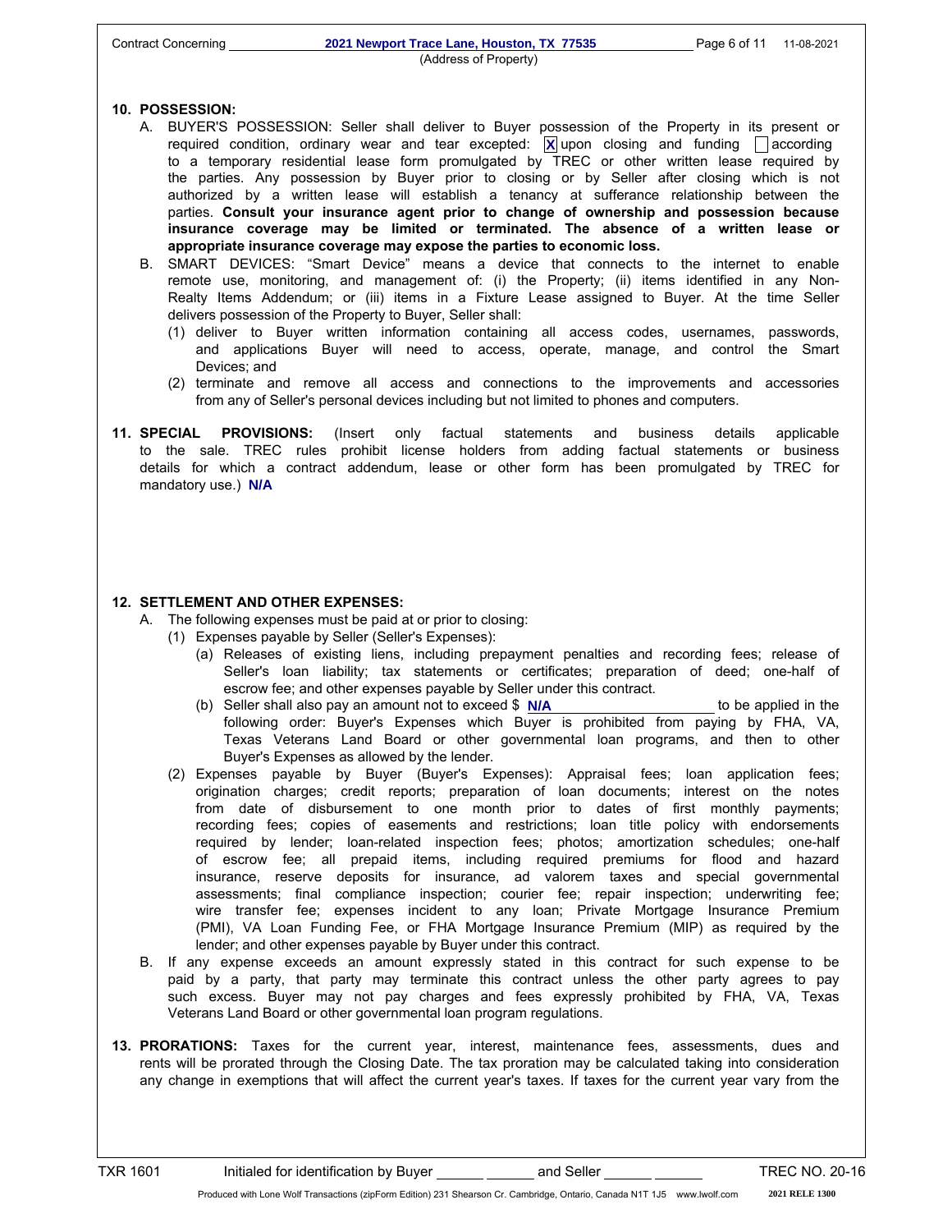**10. POSSESSION:**

A. BUYER'S POSSESSION: Seller shall deliver to Buyer possession of the Property in its present or required condition, ordinary wear and tear excepted: [X] upon closing and funding [ ] according to a temporary residential lease form promulgated by TREC or other written lease required by the parties. Any possession by Buyer prior to closing or by Seller after closing which is not authorized by a written lease will establish a tenancy at sufferance relationship between the parties. **Consult your insurance agent prior to change of ownership and possession because insurance coverage may be limited or terminated. The absence of a written lease or appropriate insurance coverage may expose the parties to economic loss.**

B. SMART DEVICES: "Smart Device" means a device that connects to the internet to enable remote use, monitoring, and management of: (i) the Property; (ii) items identified in any Non-Realty Items Addendum; or (iii) items in a Fixture Lease assigned to Buyer. At the time Seller delivers possession of the Property to Buyer, Seller shall:

(1) deliver to Buyer written information containing all access codes, usernames, passwords, and applications Buyer will need to access, operate, manage, and control the Smart Devices; and

(2) terminate and remove all access and connections to the improvements and accessories from any of Seller's personal devices including but not limited to phones and computers.

**11. SPECIAL PROVISIONS:** (Insert only factual statements and business details applicable to the sale. TREC rules prohibit license holders from adding factual statements or business details for which a contract addendum, lease or other form has been promulgated by TREC for mandatory use.) **N/A**

**12. SETTLEMENT AND OTHER EXPENSES:**

A. The following expenses must be paid at or prior to closing:

(1) Expenses payable by Seller (Seller's Expenses):

(a) Releases of existing liens, including prepayment penalties and recording fees; release of Seller's loan liability; tax statements or certificates; preparation of deed; one-half of escrow fee; and other expenses payable by Seller under this contract.

(b) Seller shall also pay an amount not to exceed $ **N/A** to be applied in the following order: Buyer's Expenses which Buyer is prohibited from paying by FHA, VA, Texas Veterans Land Board or other governmental loan programs, and then to other Buyer's Expenses as allowed by the lender.

(2) Expenses payable by Buyer (Buyer's Expenses): Appraisal fees; loan application fees; origination charges; credit reports; preparation of loan documents; interest on the notes from date of disbursement to one month prior to dates of first monthly payments; recording fees; copies of easements and restrictions; loan title policy with endorsements required by lender; loan-related inspection fees; photos; amortization schedules; one-half of escrow fee; all prepaid items, including required premiums for flood and hazard insurance, reserve deposits for insurance, ad valorem taxes and special governmental assessments; final compliance inspection; courier fee; repair inspection; underwriting fee; wire transfer fee; expenses incident to any loan; Private Mortgage Insurance Premium (PMI), VA Loan Funding Fee, or FHA Mortgage Insurance Premium (MIP) as required by the lender; and other expenses payable by Buyer under this contract.

B. If any expense exceeds an amount expressly stated in this contract for such expense to be paid by a party, that party may terminate this contract unless the other party agrees to pay such excess. Buyer may not pay charges and fees expressly prohibited by FHA, VA, Texas Veterans Land Board or other governmental loan program regulations.

**13. PRORATIONS:** Taxes for the current year, interest, maintenance fees, assessments, dues and rents will be prorated through the Closing Date. The tax proration may be calculated taking into consideration any change in exemptions that will affect the current year's taxes. If taxes for the current year vary from the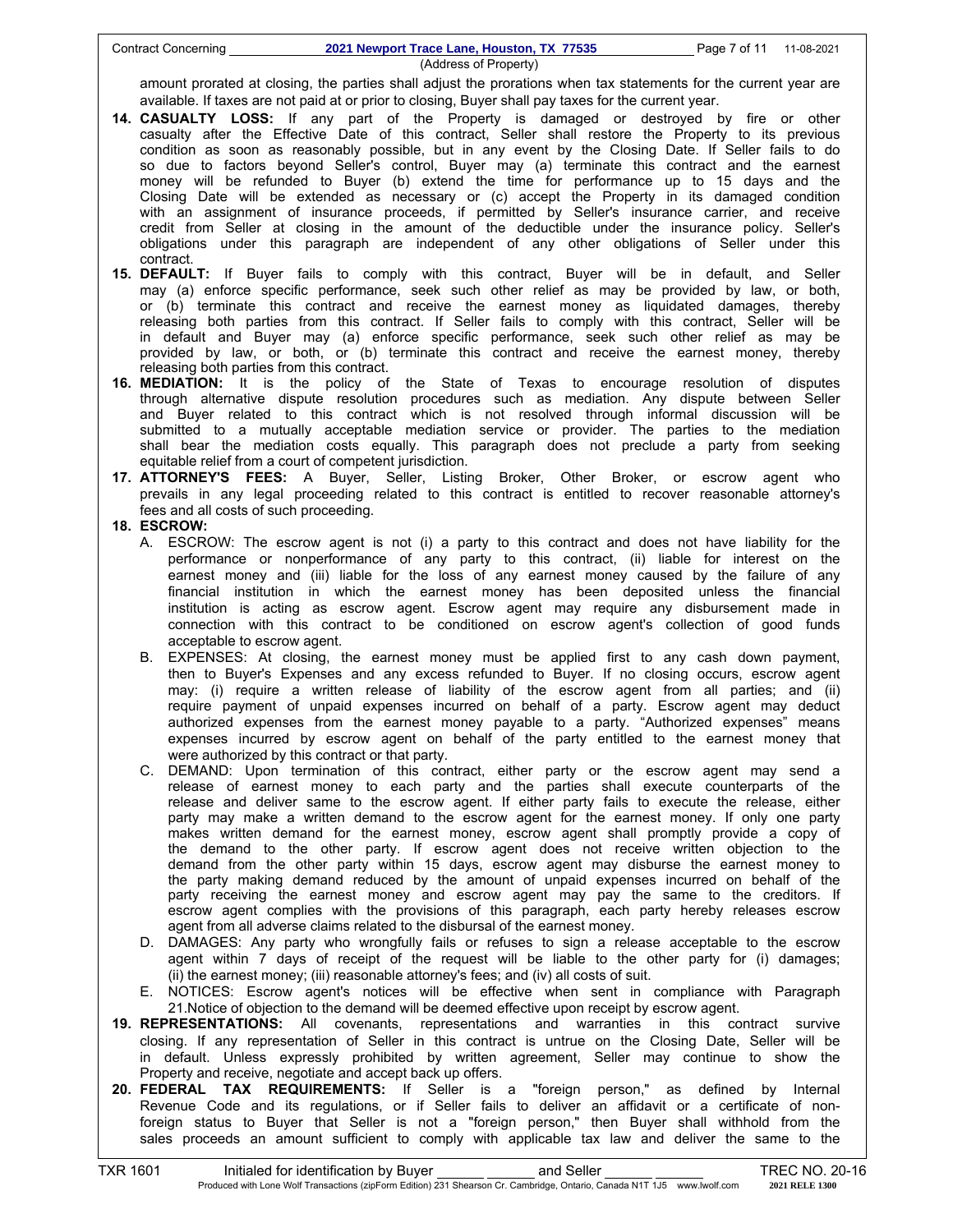amount prorated at closing, the parties shall adjust the prorations when tax statements for the current year are available. If taxes are not paid at or prior to closing, Buyer shall pay taxes for the current year.

**14. CASUALTY LOSS:** If any part of the Property is damaged or destroyed by fire or other casualty after the Effective Date of this contract, Seller shall restore the Property to its previous condition as soon as reasonably possible, but in any event by the Closing Date. If Seller fails to do so due to factors beyond Seller's control, Buyer may (a) terminate this contract and the earnest money will be refunded to Buyer (b) extend the time for performance up to 15 days and the Closing Date will be extended as necessary or (c) accept the Property in its damaged condition with an assignment of insurance proceeds, if permitted by Seller's insurance carrier, and receive credit from Seller at closing in the amount of the deductible under the insurance policy. Seller's obligations under this paragraph are independent of any other obligations of Seller under this contract.

**15. DEFAULT:** If Buyer fails to comply with this contract, Buyer will be in default, and Seller may (a) enforce specific performance, seek such other relief as may be provided by law, or both, or (b) terminate this contract and receive the earnest money as liquidated damages, thereby releasing both parties from this contract. If Seller fails to comply with this contract, Seller will be in default and Buyer may (a) enforce specific performance, seek such other relief as may be provided by law, or both, or (b) terminate this contract and receive the earnest money, thereby releasing both parties from this contract.

**16. MEDIATION:** It is the policy of the State of Texas to encourage resolution of disputes through alternative dispute resolution procedures such as mediation. Any dispute between Seller and Buyer related to this contract which is not resolved through informal discussion will be submitted to a mutually acceptable mediation service or provider. The parties to the mediation shall bear the mediation costs equally. This paragraph does not preclude a party from seeking equitable relief from a court of competent jurisdiction.

**17. ATTORNEY'S FEES:** A Buyer, Seller, Listing Broker, Other Broker, or escrow agent who prevails in any legal proceeding related to this contract is entitled to recover reasonable attorney's fees and all costs of such proceeding.

**18. ESCROW:**

A. ESCROW: The escrow agent is not (i) a party to this contract and does not have liability for the performance or nonperformance of any party to this contract, (ii) liable for interest on the earnest money and (iii) liable for the loss of any earnest money caused by the failure of any financial institution in which the earnest money has been deposited unless the financial institution is acting as escrow agent. Escrow agent may require any disbursement made in connection with this contract to be conditioned on escrow agent's collection of good funds acceptable to escrow agent.

B. EXPENSES: At closing, the earnest money must be applied first to any cash down payment, then to Buyer's Expenses and any excess refunded to Buyer. If no closing occurs, escrow agent may: (i) require a written release of liability of the escrow agent from all parties; and (ii) require payment of unpaid expenses incurred on behalf of a party. Escrow agent may deduct authorized expenses from the earnest money payable to a party. "Authorized expenses" means expenses incurred by escrow agent on behalf of the party entitled to the earnest money that were authorized by this contract or that party.

C. DEMAND: Upon termination of this contract, either party or the escrow agent may send a release of earnest money to each party and the parties shall execute counterparts of the release and deliver same to the escrow agent. If either party fails to execute the release, either party may make a written demand to the escrow agent for the earnest money. If only one party makes written demand for the earnest money, escrow agent shall promptly provide a copy of the demand to the other party. If escrow agent does not receive written objection to the demand from the other party within 15 days, escrow agent may disburse the earnest money to the party making demand reduced by the amount of unpaid expenses incurred on behalf of the party receiving the earnest money and escrow agent may pay the same to the creditors. If escrow agent complies with the provisions of this paragraph, each party hereby releases escrow agent from all adverse claims related to the disbursal of the earnest money.

D. DAMAGES: Any party who wrongfully fails or refuses to sign a release acceptable to the escrow agent within 7 days of receipt of the request will be liable to the other party for (i) damages; (ii) the earnest money; (iii) reasonable attorney's fees; and (iv) all costs of suit.

E. NOTICES: Escrow agent's notices will be effective when sent in compliance with Paragraph 21.Notice of objection to the demand will be deemed effective upon receipt by escrow agent.

**19. REPRESENTATIONS:** All covenants, representations and warranties in this contract survive closing. If any representation of Seller in this contract is untrue on the Closing Date, Seller will be in default. Unless expressly prohibited by written agreement, Seller may continue to show the Property and receive, negotiate and accept back up offers.

**20. FEDERAL TAX REQUIREMENTS:** If Seller is a "foreign person," as defined by Internal Revenue Code and its regulations, or if Seller fails to deliver an affidavit or a certificate of non-foreign status to Buyer that Seller is not a "foreign person," then Buyer shall withhold from the sales proceeds an amount sufficient to comply with applicable tax law and deliver the same to the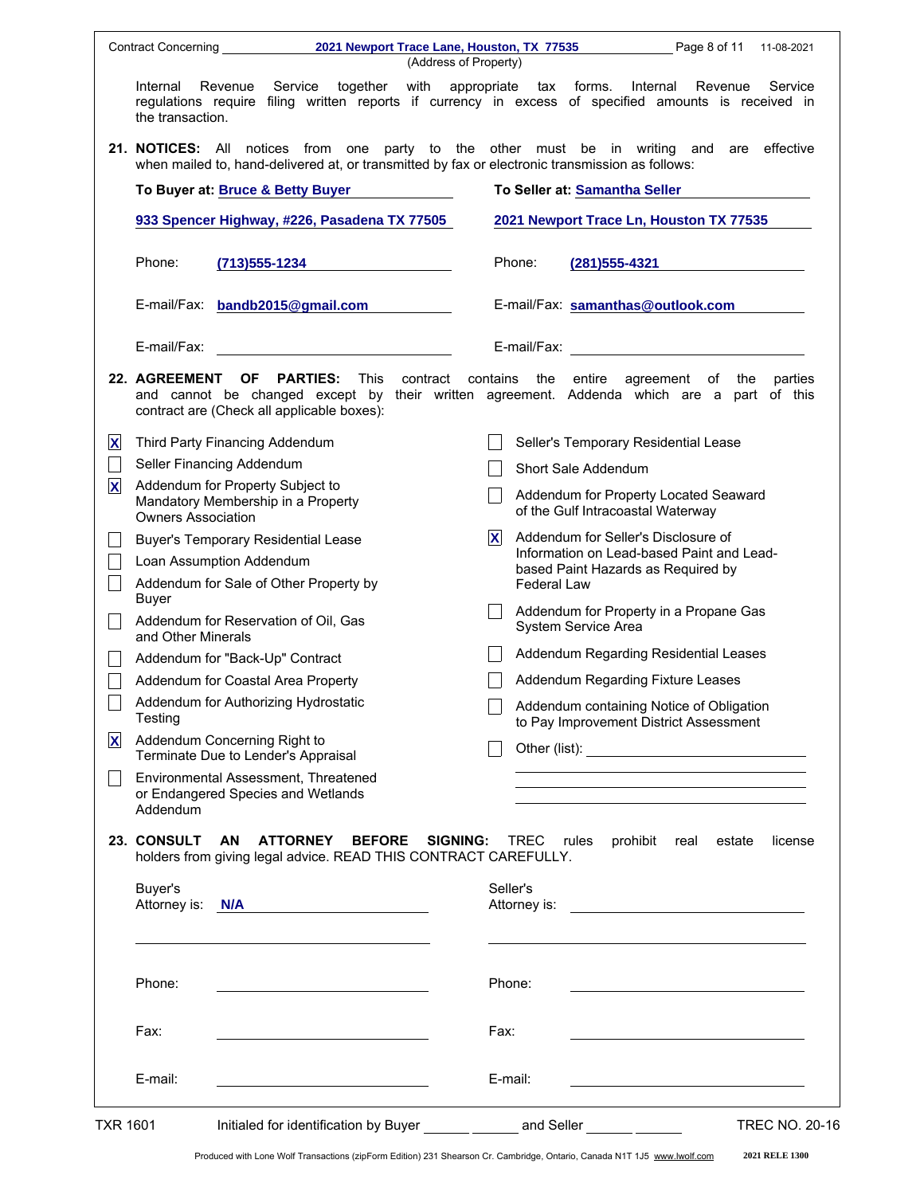Contract Concerning 2021 Newport Trace Lane, Houston, TX 77535
(Address of Property)

Internal Revenue Service together with appropriate tax forms. Internal Revenue Service regulations require filing written reports if currency in excess of specified amounts is received in the transaction.

**21. NOTICES:** All notices from one party to the other must be in writing and are effective when mailed to, hand-delivered at, or transmitted by fax or electronic transmission as follows:

| | |
|---|---|
| **To Buyer at:** Bruce & Betty Buyer | **To Seller at:** Samantha Seller |
| 933 Spencer Highway, #226, Pasadena TX 77505 | 2021 Newport Trace Ln, Houston TX 77535 |
| Phone: (713)555-1234 | Phone: (281)555-4321 |
| E-mail/Fax: bandb2015@gmail.com | E-mail/Fax: samanthas@outlook.com |
| E-mail/Fax: | E-mail/Fax: |

**22. AGREEMENT OF PARTIES:** This contract contains the entire agreement of the parties and cannot be changed except by their written agreement. Addenda which are a part of this contract are (Check all applicable boxes):

- [X] Third Party Financing Addendum
- [ ] Seller Financing Addendum
- [X] Addendum for Property Subject to Mandatory Membership in a Property Owners Association
- [ ] Buyer's Temporary Residential Lease
- [ ] Loan Assumption Addendum
- [ ] Addendum for Sale of Other Property by Buyer
- [ ] Addendum for Reservation of Oil, Gas and Other Minerals
- [ ] Addendum for "Back-Up" Contract
- [ ] Addendum for Coastal Area Property
- [ ] Addendum for Authorizing Hydrostatic Testing
- [X] Addendum Concerning Right to Terminate Due to Lender's Appraisal
- [ ] Environmental Assessment, Threatened or Endangered Species and Wetlands Addendum
- [ ] Seller's Temporary Residential Lease
- [ ] Short Sale Addendum
- [ ] Addendum for Property Located Seaward of the Gulf Intracoastal Waterway
- [X] Addendum for Seller's Disclosure of Information on Lead-based Paint and Lead-based Paint Hazards as Required by Federal Law
- [ ] Addendum for Property in a Propane Gas System Service Area
- [ ] Addendum Regarding Residential Leases
- [ ] Addendum Regarding Fixture Leases
- [ ] Addendum containing Notice of Obligation to Pay Improvement District Assessment
- [ ] Other (list): ______________________

**23. CONSULT AN ATTORNEY BEFORE SIGNING:** TREC rules prohibit real estate license holders from giving legal advice. READ THIS CONTRACT CAREFULLY.

| | |
|---|---|
| Buyer's Attorney is: N/A | Seller's Attorney is: |
| | |
| Phone: | Phone: |
| Fax: | Fax: |
| E-mail: | E-mail: |

TXR 1601 Initialed for identification by Buyer ______ ______ and Seller ______ ______ TREC NO. 20-16

Produced with Lone Wolf Transactions (zipForm Edition) 231 Shearson Cr. Cambridge, Ontario, Canada N1T 1J5 www.lwolf.com 2021 RELE 1300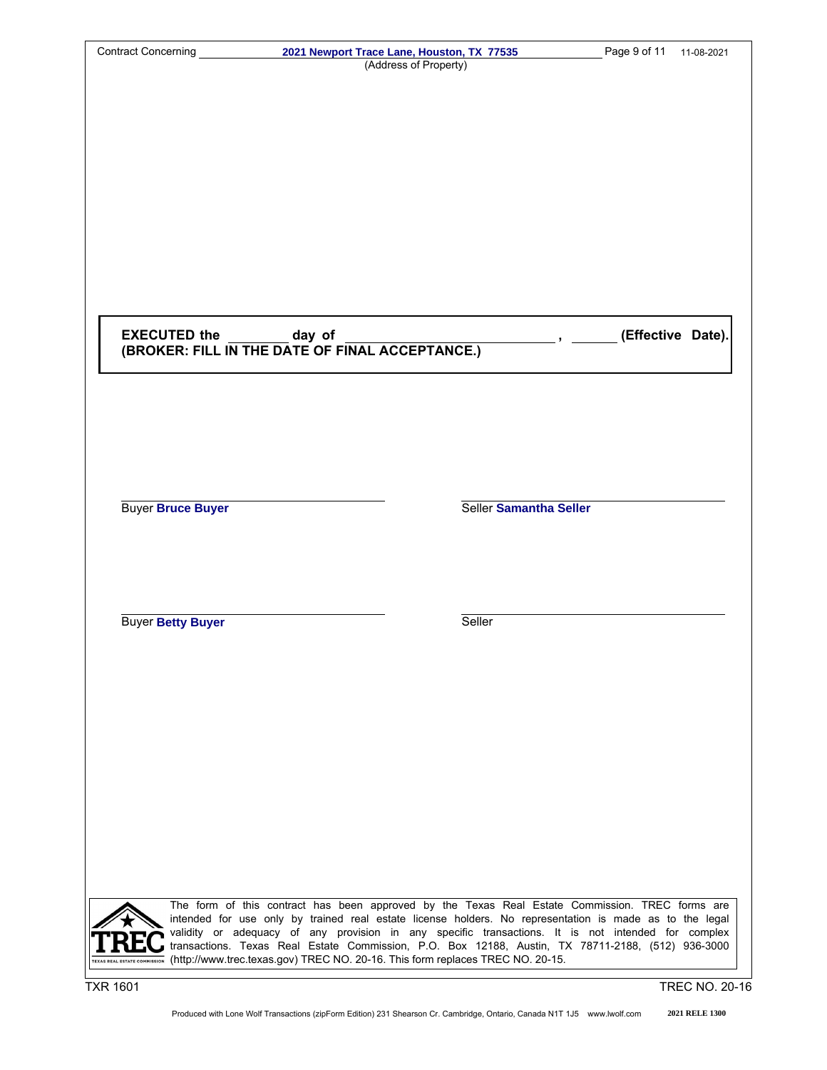**EXECUTED the \_\_\_\_\_\_\_\_ day of \_\_\_\_\_\_\_\_\_\_\_\_\_\_\_\_\_\_\_\_\_\_\_\_\_\_\_\_\_\_ , \_\_\_\_\_\_ (Effective Date).**
**(BROKER: FILL IN THE DATE OF FINAL ACCEPTANCE.)**

| | |
|---|---|
| \_\_\_\_\_\_\_\_\_\_\_\_\_\_\_\_\_\_\_\_\_\_\_\_\_\_\_\_\_\_ | \_\_\_\_\_\_\_\_\_\_\_\_\_\_\_\_\_\_\_\_\_\_\_\_\_\_\_\_\_\_ |
| Buyer **Bruce Buyer** | Seller **Samantha Seller** |
| \_\_\_\_\_\_\_\_\_\_\_\_\_\_\_\_\_\_\_\_\_\_\_\_\_\_\_\_\_\_ | \_\_\_\_\_\_\_\_\_\_\_\_\_\_\_\_\_\_\_\_\_\_\_\_\_\_\_\_\_\_ |
| Buyer **Betty Buyer** | Seller |

The form of this contract has been approved by the Texas Real Estate Commission. TREC forms are intended for use only by trained real estate license holders. No representation is made as to the legal validity or adequacy of any provision in any specific transactions. It is not intended for complex transactions. Texas Real Estate Commission, P.O. Box 12188, Austin, TX 78711-2188, (512) 936-3000 (http://www.trec.texas.gov) TREC NO. 20-16. This form replaces TREC NO. 20-15.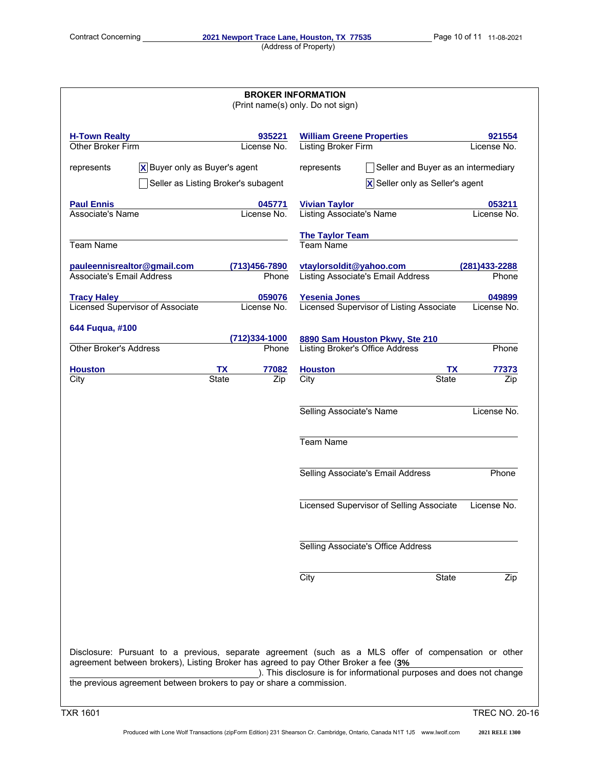Contract Concerning **2021 Newport Trace Lane, Houston, TX 77535**
(Address of Property)

## BROKER INFORMATION

(Print name(s) only. Do not sign)

| | | | |
|---|---|---|---|
| **H-Town Realty** | **935221** | **William Greene Properties** | **921554** |
| Other Broker Firm | License No. | Listing Broker Firm | License No. |
| represents [X] Buyer only as Buyer's agent | | represents [ ] Seller and Buyer as an intermediary | |
| [ ] Seller as Listing Broker's subagent | | [X] Seller only as Seller's agent | |
| **Paul Ennis** | **045771** | **Vivian Taylor** | **053211** |
| Associate's Name | License No. | Listing Associate's Name | License No. |
| | | **The Taylor Team** | |
| Team Name | | Team Name | |
| **pauleennisrealtor@gmail.com** | **(713)456-7890** | **vtaylorsoldit@yahoo.com** | **(281)433-2288** |
| Associate's Email Address | Phone | Listing Associate's Email Address | Phone |
| **Tracy Haley** | **059076** | **Yesenia Jones** | **049899** |
| Licensed Supervisor of Associate | License No. | Licensed Supervisor of Listing Associate | License No. |
| **644 Fuqua, #100** | **(712)334-1000** | **8890 Sam Houston Pkwy, Ste 210** | |
| Other Broker's Address | Phone | Listing Broker's Office Address | Phone |
| **Houston** **TX** | **77082** | **Houston** **TX** | **77373** |
| City State | Zip | City State | Zip |
| | | | |
| | | Selling Associate's Name | License No. |
| | | Team Name | |
| | | Selling Associate's Email Address | Phone |
| | | Licensed Supervisor of Selling Associate | License No. |
| | | Selling Associate's Office Address | |
| | | City State | Zip |

Disclosure: Pursuant to a previous, separate agreement (such as a MLS offer of compensation or other agreement between brokers), Listing Broker has agreed to pay Other Broker a fee (**3%** \_\_\_\_\_\_\_\_\_\_\_\_\_\_\_\_\_\_). This disclosure is for informational purposes and does not change the previous agreement between brokers to pay or share a commission.

TXR 1601 TREC NO. 20-16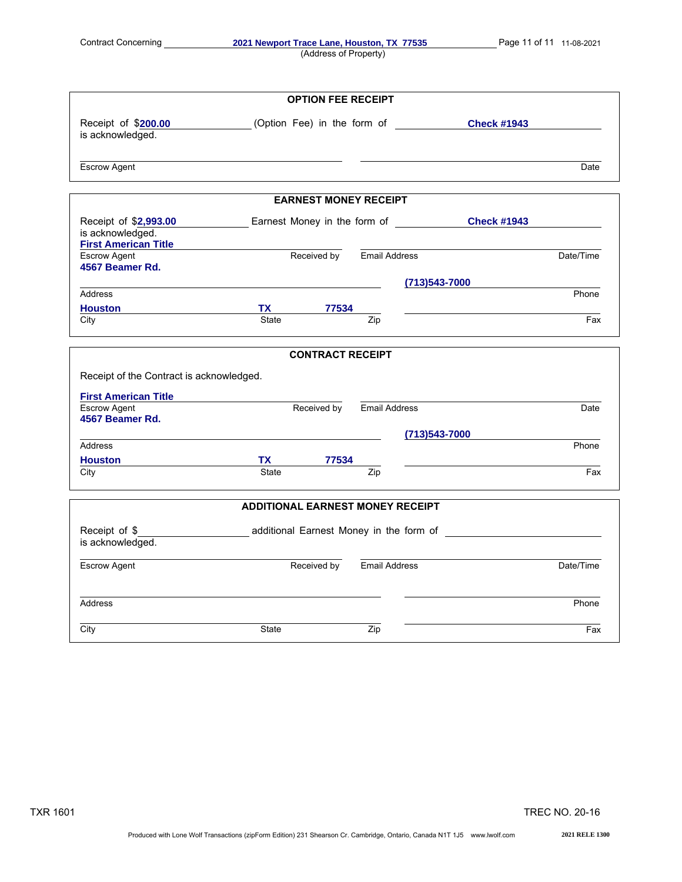Contract Concerning 2021 Newport Trace Lane, Houston, TX 77535
(Address of Property)

## OPTION FEE RECEIPT

Receipt of $200.00 (Option Fee) in the form of Check #1943 is acknowledged.

| | |
|---|---|
| Escrow Agent | Date |

## EARNEST MONEY RECEIPT

Receipt of $2,993.00 Earnest Money in the form of Check #1943 is acknowledged.

| | | | |
|---|---|---|---|
| First American Title | | | |
| Escrow Agent | Received by | Email Address | Date/Time |
| 4567 Beamer Rd. | | (713)543-7000 | |
| Address | | Phone | |
| Houston | TX | 77534 | |
| City | State | Zip | Fax |

## CONTRACT RECEIPT

Receipt of the Contract is acknowledged.

| | | | |
|---|---|---|---|
| First American Title | | | |
| Escrow Agent | Received by | Email Address | Date |
| 4567 Beamer Rd. | | (713)543-7000 | |
| Address | | Phone | |
| Houston | TX | 77534 | |
| City | State | Zip | Fax |

## ADDITIONAL EARNEST MONEY RECEIPT

Receipt of $\_\_\_\_\_\_\_\_ additional Earnest Money in the form of \_\_\_\_\_\_\_\_ is acknowledged.

| | | | |
|---|---|---|---|
| Escrow Agent | Received by | Email Address | Date/Time |
| Address | | Phone | |
| City | State | Zip | Fax |

TXR 1601 TREC NO. 20-16

Produced with Lone Wolf Transactions (zipForm Edition) 231 Shearson Cr. Cambridge, Ontario, Canada N1T 1J5 www.lwolf.com 2021 RELE 1300